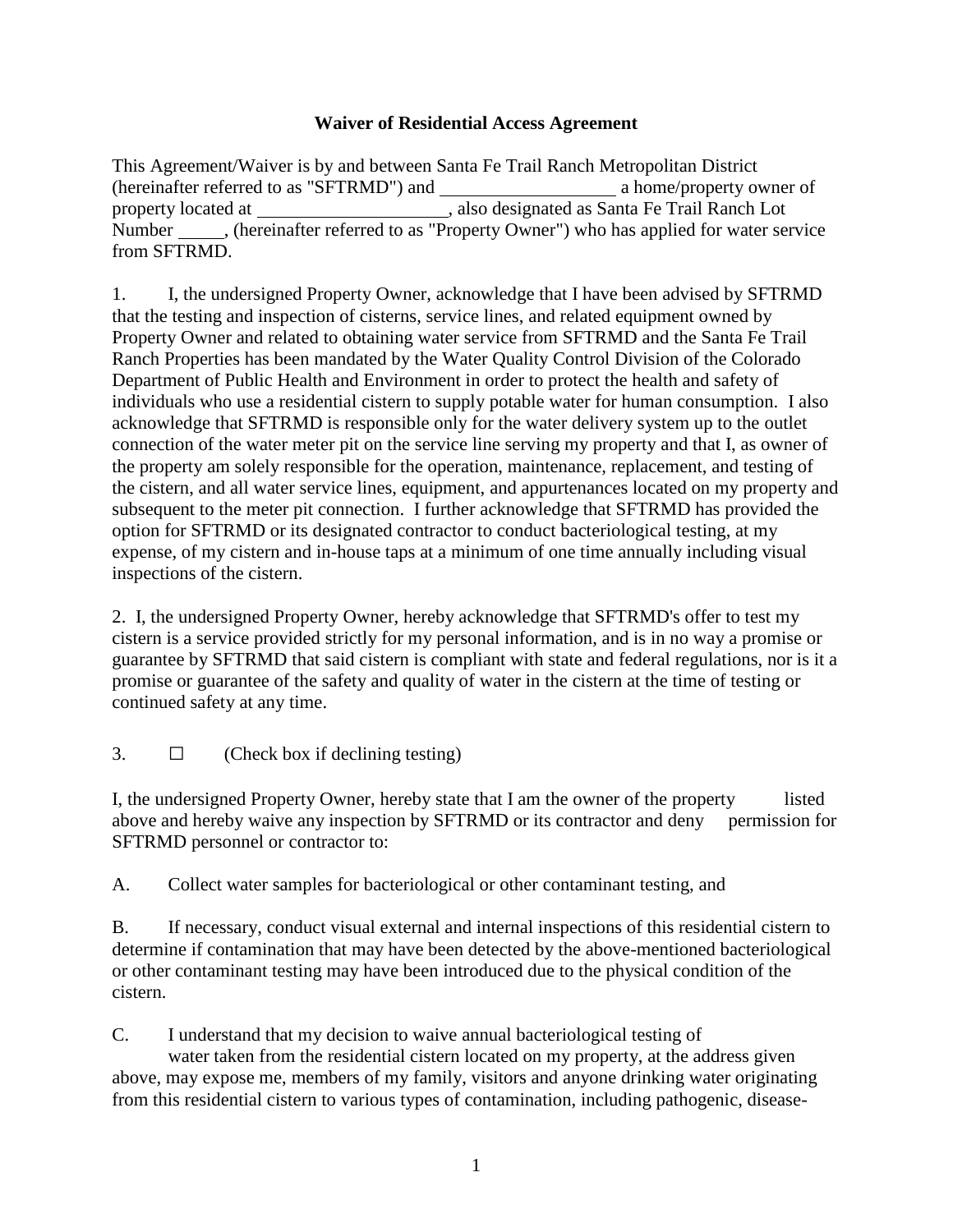**Waiver of Residential Access Agreement**

This Agreement/Waiver is by and between Santa Fe Trail Ranch Metropolitan District (hereinafter referred to as "SFTRMD") and ___________________ a home/property owner of property located at ____________________, also designated as Santa Fe Trail Ranch Lot Number _____, (hereinafter referred to as "Property Owner") who has applied for water service from SFTRMD.

1. I, the undersigned Property Owner, acknowledge that I have been advised by SFTRMD that the testing and inspection of cisterns, service lines, and related equipment owned by Property Owner and related to obtaining water service from SFTRMD and the Santa Fe Trail Ranch Properties has been mandated by the Water Quality Control Division of the Colorado Department of Public Health and Environment in order to protect the health and safety of individuals who use a residential cistern to supply potable water for human consumption. I also acknowledge that SFTRMD is responsible only for the water delivery system up to the outlet connection of the water meter pit on the service line serving my property and that I, as owner of the property am solely responsible for the operation, maintenance, replacement, and testing of the cistern, and all water service lines, equipment, and appurtenances located on my property and subsequent to the meter pit connection. I further acknowledge that SFTRMD has provided the option for SFTRMD or its designated contractor to conduct bacteriological testing, at my expense, of my cistern and in-house taps at a minimum of one time annually including visual inspections of the cistern.

2. I, the undersigned Property Owner, hereby acknowledge that SFTRMD's offer to test my cistern is a service provided strictly for my personal information, and is in no way a promise or guarantee by SFTRMD that said cistern is compliant with state and federal regulations, nor is it a promise or guarantee of the safety and quality of water in the cistern at the time of testing or continued safety at any time.

3. ☐ (Check box if declining testing)

I, the undersigned Property Owner, hereby state that I am the owner of the property listed above and hereby waive any inspection by SFTRMD or its contractor and deny permission for SFTRMD personnel or contractor to:

A. Collect water samples for bacteriological or other contaminant testing, and

B. If necessary, conduct visual external and internal inspections of this residential cistern to determine if contamination that may have been detected by the above-mentioned bacteriological or other contaminant testing may have been introduced due to the physical condition of the cistern.

C. I understand that my decision to waive annual bacteriological testing of water taken from the residential cistern located on my property, at the address given above, may expose me, members of my family, visitors and anyone drinking water originating from this residential cistern to various types of contamination, including pathogenic, disease-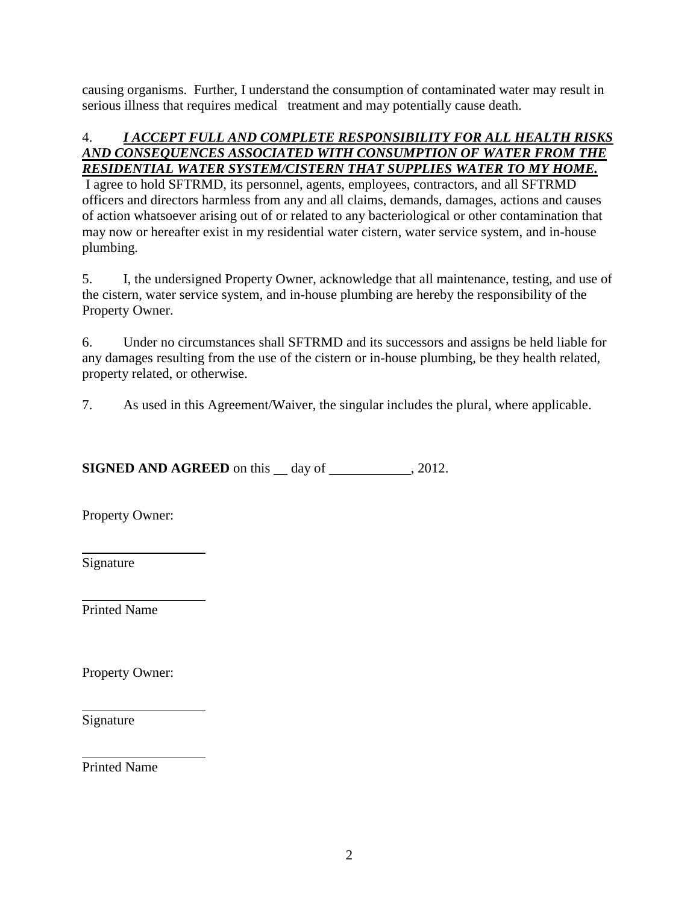causing organisms. Further, I understand the consumption of contaminated water may result in serious illness that requires medical treatment and may potentially cause death.

4. ***I ACCEPT FULL AND COMPLETE RESPONSIBILITY FOR ALL HEALTH RISKS AND CONSEQUENCES ASSOCIATED WITH CONSUMPTION OF WATER FROM THE RESIDENTIAL WATER SYSTEM/CISTERN THAT SUPPLIES WATER TO MY HOME.*** I agree to hold SFTRMD, its personnel, agents, employees, contractors, and all SFTRMD officers and directors harmless from any and all claims, demands, damages, actions and causes of action whatsoever arising out of or related to any bacteriological or other contamination that may now or hereafter exist in my residential water cistern, water service system, and in-house plumbing.

5. I, the undersigned Property Owner, acknowledge that all maintenance, testing, and use of the cistern, water service system, and in-house plumbing are hereby the responsibility of the Property Owner.

6. Under no circumstances shall SFTRMD and its successors and assigns be held liable for any damages resulting from the use of the cistern or in-house plumbing, be they health related, property related, or otherwise.

7. As used in this Agreement/Waiver, the singular includes the plural, where applicable.

**SIGNED AND AGREED** on this ___ day of ____________, 2012.

Property Owner:

____________________
Signature

____________________
Printed Name

Property Owner:

____________________
Signature

____________________
Printed Name